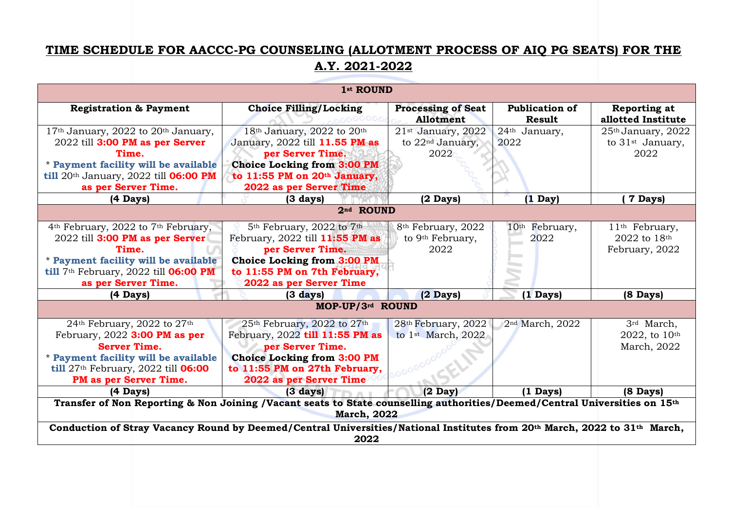# TIME SCHEDULE FOR AACCC-PG COUNSELING (ALLOTMENT PROCESS OF AIQ PG SEATS) FOR THE A.Y. 2021-2022

| Registration & Payment | Choice Filling/Locking | Processing of Seat Allotment | Publication of Result | Reporting at allotted Institute |
|---|---|---|---|---|
| **1st ROUND** | | | | |
| 17th January, 2022 to 20th January, 2022 till **3:00 PM as per Server Time.** * **Payment facility will be available till** 20th January, 2022 till **06:00 PM as per Server Time.** | 18th January, 2022 to 20th January, 2022 till **11.55 PM as per Server Time.** **Choice Locking from 3:00 PM to 11:55 PM on 20th January, 2022 as per Server Time** | 21st January, 2022 to 22nd January, 2022 | 24th January, 2022 | 25th January, 2022 to 31st January, 2022 |
| **(4 Days)** | **(3 days)** | **(2 Days)** | **(1 Day)** | **( 7 Days)** |
| **2nd ROUND** | | | | |
| 4th February, 2022 to 7th February, 2022 till **3:00 PM as per Server Time.** * **Payment facility will be available till** 7th February, 2022 till **06:00 PM as per Server Time.** | 5th February, 2022 to 7th February, 2022 till **11:55 PM as per Server Time.** **Choice Locking from 3:00 PM to 11:55 PM on 7th February, 2022 as per Server Time** | 8th February, 2022 to 9th February, 2022 | 10th February, 2022 | 11th February, 2022 to 18th February, 2022 |
| **(4 Days)** | **(3 days)** | **(2 Days)** | **(1 Days)** | **(8 Days)** |
| **MOP-UP/3rd ROUND** | | | | |
| 24th February, 2022 to 27th February, 2022 **3:00 PM as per Server Time.** * **Payment facility will be available till** 27th February, 2022 till **06:00 PM as per Server Time.** | 25th February, 2022 to 27th February, 2022 **till 11:55 PM as per Server Time.** **Choice Locking from 3:00 PM to 11:55 PM on 27th February, 2022 as per Server Time** | 28th February, 2022 to 1st March, 2022 | 2nd March, 2022 | 3rd March, 2022, to 10th March, 2022 |
| **(4 Days)** | **(3 days)** | **(2 Day)** | **(1 Days)** | **(8 Days)** |
| **Transfer of Non Reporting & Non Joining /Vacant seats to State counselling authorities/Deemed/Central Universities on 15th March, 2022** | | | | |
| **Conduction of Stray Vacancy Round by Deemed/Central Universities/National Institutes from 20th March, 2022 to 31th March, 2022** | | | | |